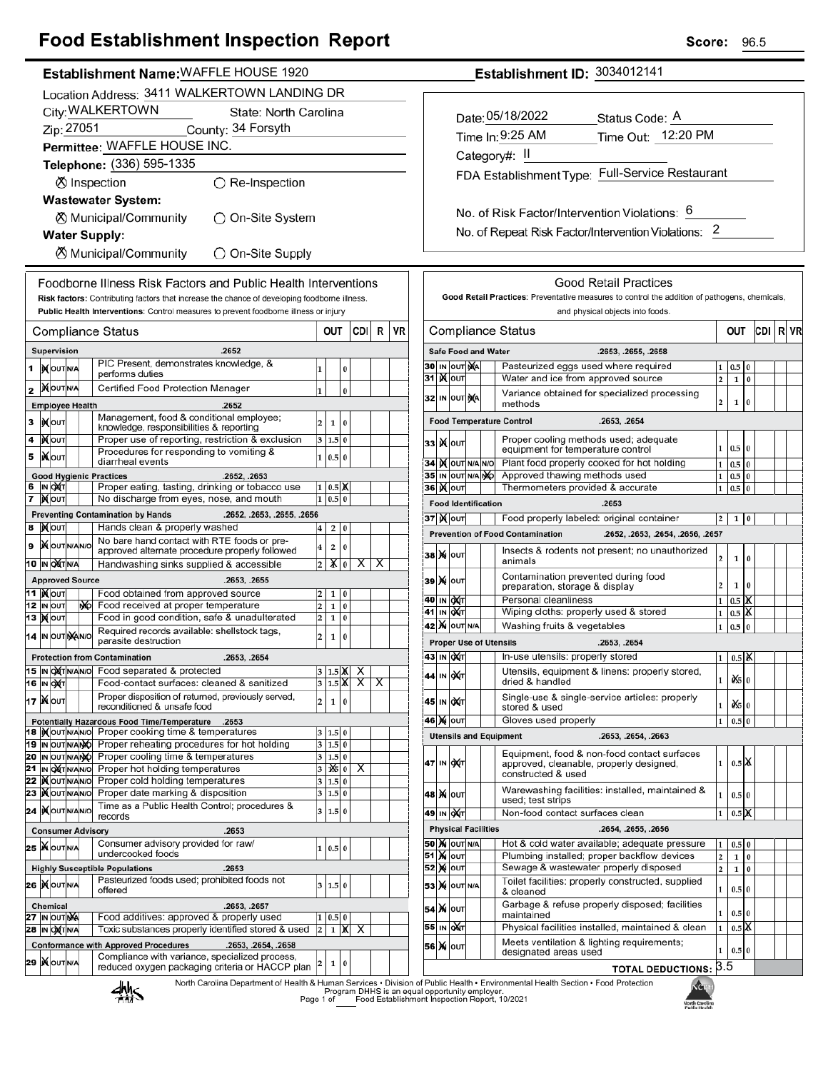# Food Establishment Inspection Report

**Score:** 96.5

**Establishment Name:** WAFFLE HOUSE 1920

**Establishment ID:** 3034012141

Location Address: 3411 WALKERTOWN LANDING DR
City: WALKERTOWN State: North Carolina
Zip: 27051 County: 34 Forsyth
Permittee: WAFFLE HOUSE INC.
Telephone: (336) 595-1335

⊗ Inspection ◯ Re-Inspection

**Wastewater System:**
⊗ Municipal/Community ◯ On-Site System

**Water Supply:**
⊗ Municipal/Community ◯ On-Site Supply

Date: 05/18/2022 Status Code: A
Time In: 9:25 AM Time Out: 12:20 PM
Category#: II
FDA Establishment Type: Full-Service Restaurant

No. of Risk Factor/Intervention Violations: 6
No. of Repeat Risk Factor/Intervention Violations: 2

## Foodborne Illness Risk Factors and Public Health Interventions

**Risk factors:** Contributing factors that increase the chance of developing foodborne illness.
**Public Health Interventions:** Control measures to prevent foodborne illness or injury

| # | Compliance Status | | OUT | | CDI | R | VR |
|---|---|---|---|---|---|---|---|
| | **Supervision** .2652 | | | | | | |
| 1 | IN | PIC Present, demonstrates knowledge, & performs duties | 1 | 0 | | | |
| 2 | IN | Certified Food Protection Manager | 1 | 0 | | | |
| | **Employee Health** .2652 | | | | | | |
| 3 | IN | Management, food & conditional employee; knowledge, responsibilities & reporting | 2 1 | 0 | | | |
| 4 | IN | Proper use of reporting, restriction & exclusion | 3 1.5 | 0 | | | |
| 5 | IN | Procedures for responding to vomiting & diarrheal events | 1 0.5 | 0 | | | |
| | **Good Hygienic Practices** .2652, .2653 | | | | | | |
| 6 | OUT | Proper eating, tasting, drinking or tobacco use | 1 0.5 | X | | | |
| 7 | IN | No discharge from eyes, nose, and mouth | 1 0.5 | 0 | | | |
| | **Preventing Contamination by Hands** .2652, .2653, .2655, .2656 | | | | | | |
| 8 | IN | Hands clean & properly washed | 4 2 | 0 | | | |
| 9 | IN | No bare hand contact with RTE foods or pre-approved alternate procedure properly followed | 4 2 | 0 | | | |
| 10 | OUT | Handwashing sinks supplied & accessible | 2 1 (X) | 0 | X | X | |
| | **Approved Source** .2653, .2655 | | | | | | |
| 11 | IN | Food obtained from approved source | 2 1 | 0 | | | |
| 12 | N/O | Food received at proper temperature | 2 1 | 0 | | | |
| 13 | IN | Food in good condition, safe & unadulterated | 2 1 | 0 | | | |
| 14 | N/A | Required records available: shellstock tags, parasite destruction | 2 1 | 0 | | | |
| | **Protection from Contamination** .2653, .2654 | | | | | | |
| 15 | OUT | Food separated & protected | 3 1.5 | X | X | | |
| 16 | OUT | Food-contact surfaces: cleaned & sanitized | 3 1.5 | X | X | X | |
| 17 | IN | Proper disposition of returned, previously served, reconditioned & unsafe food | 2 1 | 0 | | | |
| | **Potentially Hazardous Food Time/Temperature** .2653 | | | | | | |
| 18 | IN | Proper cooking time & temperatures | 3 1.5 | 0 | | | |
| 19 | N/O | Proper reheating procedures for hot holding | 3 1.5 | 0 | | | |
| 20 | N/O | Proper cooling time & temperatures | 3 1.5 | 0 | | | |
| 21 | OUT | Proper hot holding temperatures | 3 (1.5) | 0 | X | | |
| 22 | IN | Proper cold holding temperatures | 3 1.5 | 0 | | | |
| 23 | IN | Proper date marking & disposition | 3 1.5 | 0 | | | |
| 24 | IN | Time as a Public Health Control; procedures & records | 3 1.5 | 0 | | | |
| | **Consumer Advisory** .2653 | | | | | | |
| 25 | IN | Consumer advisory provided for raw/ undercooked foods | 1 0.5 | 0 | | | |
| | **Highly Susceptible Populations** .2653 | | | | | | |
| 26 | IN | Pasteurized foods used; prohibited foods not offered | 3 1.5 | 0 | | | |
| | **Chemical** .2653, .2657 | | | | | | |
| 27 | N/A | Food additives: approved & properly used | 1 0.5 | 0 | | | |
| 28 | OUT | Toxic substances properly identified stored & used | 2 1 | X | X | | |
| | **Conformance with Approved Procedures** .2653, .2654, .2658 | | | | | | |
| 29 | IN | Compliance with variance, specialized process, reduced oxygen packaging criteria or HACCP plan | 2 1 | 0 | | | |

## Good Retail Practices

**Good Retail Practices:** Preventative measures to control the addition of pathogens, chemicals, and physical objects into foods.

| # | Compliance Status | | OUT | | CDI | R | VR |
|---|---|---|---|---|---|---|---|
| | **Safe Food and Water** .2653, .2655, .2658 | | | | | | |
| 30 | N/A | Pasteurized eggs used where required | 1 0.5 | 0 | | | |
| 31 | IN | Water and ice from approved source | 2 1 | 0 | | | |
| 32 | N/A | Variance obtained for specialized processing methods | 2 1 | 0 | | | |
| | **Food Temperature Control** .2653, .2654 | | | | | | |
| 33 | IN | Proper cooling methods used; adequate equipment for temperature control | 1 0.5 | 0 | | | |
| 34 | IN | Plant food properly cooked for hot holding | 1 0.5 | 0 | | | |
| 35 | N/O | Approved thawing methods used | 1 0.5 | 0 | | | |
| 36 | IN | Thermometers provided & accurate | 1 0.5 | 0 | | | |
| | **Food Identification** .2653 | | | | | | |
| 37 | IN | Food properly labeled: original container | 2 1 | 0 | | | |
| | **Prevention of Food Contamination** .2652, .2653, .2654, .2656, .2657 | | | | | | |
| 38 | IN | Insects & rodents not present; no unauthorized animals | 2 1 | 0 | | | |
| 39 | IN | Contamination prevented during food preparation, storage & display | 2 1 | 0 | | | |
| 40 | OUT | Personal cleanliness | 1 0.5 | X | | | |
| 41 | OUT | Wiping cloths: properly used & stored | 1 0.5 | X | | | |
| 42 | IN | Washing fruits & vegetables | 1 0.5 | 0 | | | |
| | **Proper Use of Utensils** .2653, .2654 | | | | | | |
| 43 | OUT | In-use utensils: properly stored | 1 0.5 | X | | | |
| 44 | OUT | Utensils, equipment & linens: properly stored, dried & handled | 1 (0.5) | 0 | | | |
| 45 | OUT | Single-use & single-service articles: properly stored & used | 1 (0.5) | 0 | | | |
| 46 | IN | Gloves used properly | 1 0.5 | 0 | | | |
| | **Utensils and Equipment** .2653, .2654, .2663 | | | | | | |
| 47 | OUT | Equipment, food & non-food contact surfaces approved, cleanable, properly designed, constructed & used | 1 0.5 | X | | | |
| 48 | IN | Warewashing facilities: installed, maintained & used; test strips | 1 0.5 | 0 | | | |
| 49 | OUT | Non-food contact surfaces clean | 1 0.5 | X | | | |
| | **Physical Facilities** .2654, .2655, .2656 | | | | | | |
| 50 | IN | Hot & cold water available; adequate pressure | 1 0.5 | 0 | | | |
| 51 | IN | Plumbing installed; proper backflow devices | 2 1 | 0 | | | |
| 52 | IN | Sewage & wastewater properly disposed | 2 1 | 0 | | | |
| 53 | IN | Toilet facilities: properly constructed, supplied & cleaned | 1 0.5 | 0 | | | |
| 54 | IN | Garbage & refuse properly disposed; facilities maintained | 1 0.5 | 0 | | | |
| 55 | OUT | Physical facilities installed, maintained & clean | 1 0.5 | X | | | |
| 56 | IN | Meets ventilation & lighting requirements; designated areas used | 1 0.5 | 0 | | | |

**TOTAL DEDUCTIONS:** 3.5

North Carolina Department of Health & Human Services • Division of Public Health • Environmental Health Section • Food Protection Program DHHS is an equal opportunity employer.
Food Establishment Inspection Report, 10/2021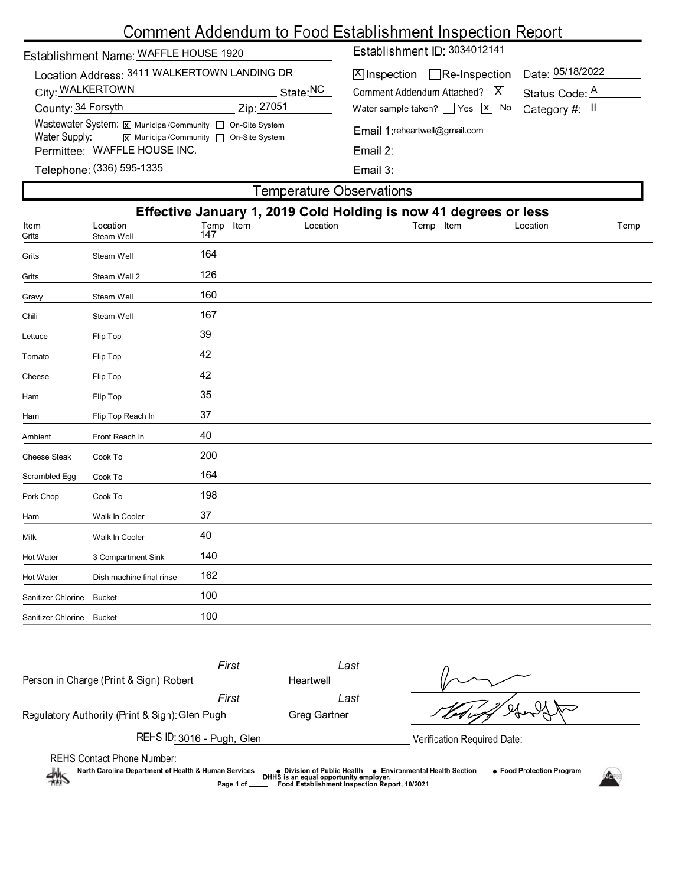# Comment Addendum to Food Establishment Inspection Report

Establishment Name: WAFFLE HOUSE 1920

Location Address: 3411 WALKERTOWN LANDING DR

City: WALKERTOWN State: NC

County: 34 Forsyth Zip: 27051

Wastewater System: [X] Municipal/Community [ ] On-Site System

Water Supply: [X] Municipal/Community [ ] On-Site System

Permittee: WAFFLE HOUSE INC.

Telephone: (336) 595-1335

Establishment ID: 3034012141

[X] Inspection [ ] Re-Inspection Date: 05/18/2022

Comment Addendum Attached? [X] Status Code: A

Water sample taken? [ ] Yes [X] No Category #: II

Email 1: reheartwell@gmail.com

Email 2:

Email 3:

## Temperature Observations

**Effective January 1, 2019 Cold Holding is now 41 degrees or less**

| Item | Location | Temp | Item | Location | Temp | Item | Location | Temp |
|---|---|---|---|---|---|---|---|---|
| Grits | Steam Well | 147 | | | | | | |
| Grits | Steam Well | 164 | | | | | | |
| Grits | Steam Well 2 | 126 | | | | | | |
| Gravy | Steam Well | 160 | | | | | | |
| Chili | Steam Well | 167 | | | | | | |
| Lettuce | Flip Top | 39 | | | | | | |
| Tomato | Flip Top | 42 | | | | | | |
| Cheese | Flip Top | 42 | | | | | | |
| Ham | Flip Top | 35 | | | | | | |
| Ham | Flip Top Reach In | 37 | | | | | | |
| Ambient | Front Reach In | 40 | | | | | | |
| Cheese Steak | Cook To | 200 | | | | | | |
| Scrambled Egg | Cook To | 164 | | | | | | |
| Pork Chop | Cook To | 198 | | | | | | |
| Ham | Walk In Cooler | 37 | | | | | | |
| Milk | Walk In Cooler | 40 | | | | | | |
| Hot Water | 3 Compartment Sink | 140 | | | | | | |
| Hot Water | Dish machine final rinse | 162 | | | | | | |
| Sanitizer Chlorine | Bucket | 100 | | | | | | |
| Sanitizer Chlorine | Bucket | 100 | | | | | | |

Person in Charge (Print & Sign): First: Robert Last: Heartwell

Regulatory Authority (Print & Sign): First: Glen Pugh Last: Greg Gartner

REHS ID: 3016 - Pugh, Glen

Verification Required Date:

REHS Contact Phone Number:

North Carolina Department of Health & Human Services • Division of Public Health • Environmental Health Section • Food Protection Program

DHHS is an equal opportunity employer.

Food Establishment Inspection Report, 10/2021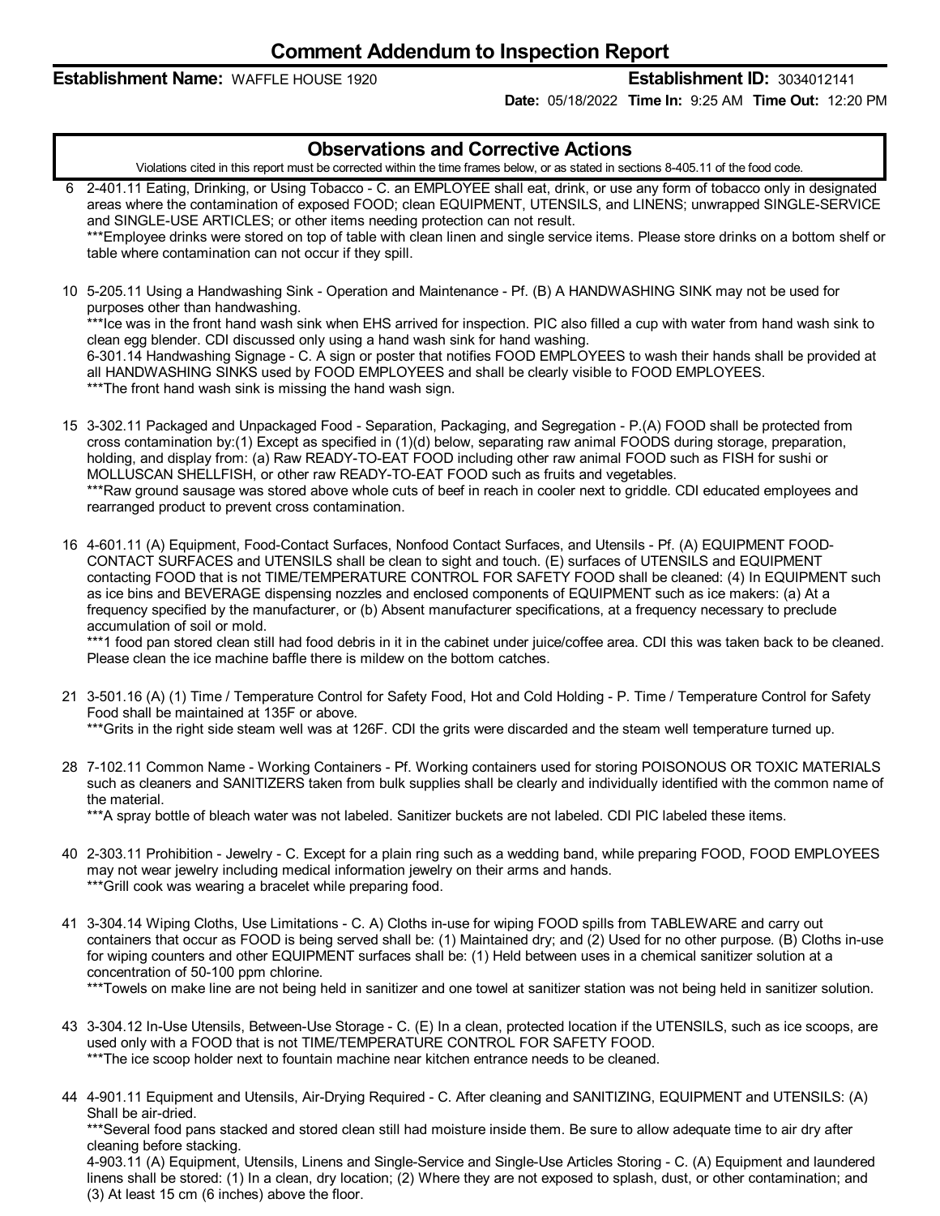# Comment Addendum to Inspection Report

**Establishment Name:** WAFFLE HOUSE 1920 **Establishment ID:** 3034012141

**Date:** 05/18/2022 **Time In:** 9:25 AM **Time Out:** 12:20 PM

## Observations and Corrective Actions

Violations cited in this report must be corrected within the time frames below, or as stated in sections 8-405.11 of the food code.

6 2-401.11 Eating, Drinking, or Using Tobacco - C. an EMPLOYEE shall eat, drink, or use any form of tobacco only in designated areas where the contamination of exposed FOOD; clean EQUIPMENT, UTENSILS, and LINENS; unwrapped SINGLE-SERVICE and SINGLE-USE ARTICLES; or other items needing protection can not result.
***Employee drinks were stored on top of table with clean linen and single service items. Please store drinks on a bottom shelf or table where contamination can not occur if they spill.

10 5-205.11 Using a Handwashing Sink - Operation and Maintenance - Pf. (B) A HANDWASHING SINK may not be used for purposes other than handwashing.
***Ice was in the front hand wash sink when EHS arrived for inspection. PIC also filled a cup with water from hand wash sink to clean egg blender. CDI discussed only using a hand wash sink for hand washing.
6-301.14 Handwashing Signage - C. A sign or poster that notifies FOOD EMPLOYEES to wash their hands shall be provided at all HANDWASHING SINKS used by FOOD EMPLOYEES and shall be clearly visible to FOOD EMPLOYEES.
***The front hand wash sink is missing the hand wash sign.

15 3-302.11 Packaged and Unpackaged Food - Separation, Packaging, and Segregation - P.(A) FOOD shall be protected from cross contamination by:(1) Except as specified in (1)(d) below, separating raw animal FOODS during storage, preparation, holding, and display from: (a) Raw READY-TO-EAT FOOD including other raw animal FOOD such as FISH for sushi or MOLLUSCAN SHELLFISH, or other raw READY-TO-EAT FOOD such as fruits and vegetables.
***Raw ground sausage was stored above whole cuts of beef in reach in cooler next to griddle. CDI educated employees and rearranged product to prevent cross contamination.

16 4-601.11 (A) Equipment, Food-Contact Surfaces, Nonfood Contact Surfaces, and Utensils - Pf. (A) EQUIPMENT FOOD-CONTACT SURFACES and UTENSILS shall be clean to sight and touch. (E) surfaces of UTENSILS and EQUIPMENT contacting FOOD that is not TIME/TEMPERATURE CONTROL FOR SAFETY FOOD shall be cleaned: (4) In EQUIPMENT such as ice bins and BEVERAGE dispensing nozzles and enclosed components of EQUIPMENT such as ice makers: (a) At a frequency specified by the manufacturer, or (b) Absent manufacturer specifications, at a frequency necessary to preclude accumulation of soil or mold.
***1 food pan stored clean still had food debris in it in the cabinet under juice/coffee area. CDI this was taken back to be cleaned. Please clean the ice machine baffle there is mildew on the bottom catches.

21 3-501.16 (A) (1) Time / Temperature Control for Safety Food, Hot and Cold Holding - P. Time / Temperature Control for Safety Food shall be maintained at 135F or above.
***Grits in the right side steam well was at 126F. CDI the grits were discarded and the steam well temperature turned up.

28 7-102.11 Common Name - Working Containers - Pf. Working containers used for storing POISONOUS OR TOXIC MATERIALS such as cleaners and SANITIZERS taken from bulk supplies shall be clearly and individually identified with the common name of the material.
***A spray bottle of bleach water was not labeled. Sanitizer buckets are not labeled. CDI PIC labeled these items.

40 2-303.11 Prohibition - Jewelry - C. Except for a plain ring such as a wedding band, while preparing FOOD, FOOD EMPLOYEES may not wear jewelry including medical information jewelry on their arms and hands.
***Grill cook was wearing a bracelet while preparing food.

41 3-304.14 Wiping Cloths, Use Limitations - C. A) Cloths in-use for wiping FOOD spills from TABLEWARE and carry out containers that occur as FOOD is being served shall be: (1) Maintained dry; and (2) Used for no other purpose. (B) Cloths in-use for wiping counters and other EQUIPMENT surfaces shall be: (1) Held between uses in a chemical sanitizer solution at a concentration of 50-100 ppm chlorine.
***Towels on make line are not being held in sanitizer and one towel at sanitizer station was not being held in sanitizer solution.

43 3-304.12 In-Use Utensils, Between-Use Storage - C. (E) In a clean, protected location if the UTENSILS, such as ice scoops, are used only with a FOOD that is not TIME/TEMPERATURE CONTROL FOR SAFETY FOOD.
***The ice scoop holder next to fountain machine near kitchen entrance needs to be cleaned.

44 4-901.11 Equipment and Utensils, Air-Drying Required - C. After cleaning and SANITIZING, EQUIPMENT and UTENSILS: (A) Shall be air-dried.
***Several food pans stacked and stored clean still had moisture inside them. Be sure to allow adequate time to air dry after cleaning before stacking.
4-903.11 (A) Equipment, Utensils, Linens and Single-Service and Single-Use Articles Storing - C. (A) Equipment and laundered linens shall be stored: (1) In a clean, dry location; (2) Where they are not exposed to splash, dust, or other contamination; and (3) At least 15 cm (6 inches) above the floor.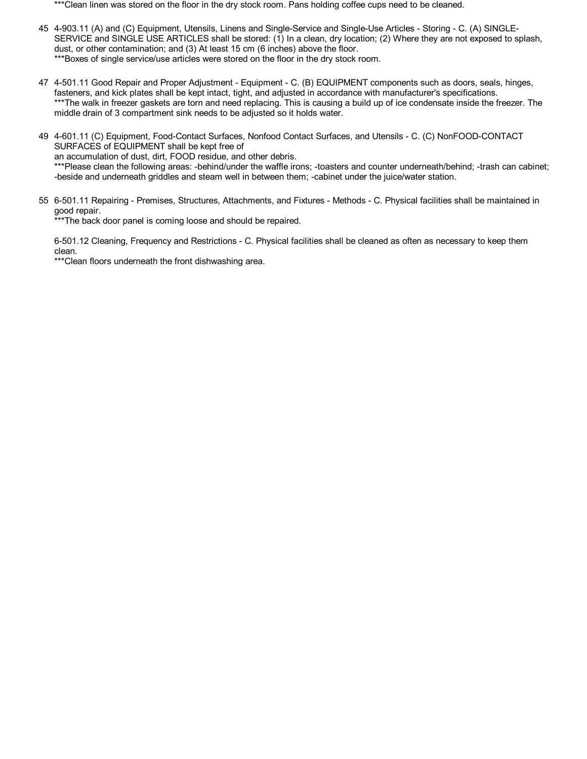***Clean linen was stored on the floor in the dry stock room. Pans holding coffee cups need to be cleaned.

45 4-903.11 (A) and (C) Equipment, Utensils, Linens and Single-Service and Single-Use Articles - Storing - C. (A) SINGLE-SERVICE and SINGLE USE ARTICLES shall be stored: (1) In a clean, dry location; (2) Where they are not exposed to splash, dust, or other contamination; and (3) At least 15 cm (6 inches) above the floor.
***Boxes of single service/use articles were stored on the floor in the dry stock room.

47 4-501.11 Good Repair and Proper Adjustment - Equipment - C. (B) EQUIPMENT components such as doors, seals, hinges, fasteners, and kick plates shall be kept intact, tight, and adjusted in accordance with manufacturer's specifications.
***The walk in freezer gaskets are torn and need replacing. This is causing a build up of ice condensate inside the freezer. The middle drain of 3 compartment sink needs to be adjusted so it holds water.

49 4-601.11 (C) Equipment, Food-Contact Surfaces, Nonfood Contact Surfaces, and Utensils - C. (C) NonFOOD-CONTACT SURFACES of EQUIPMENT shall be kept free of
an accumulation of dust, dirt, FOOD residue, and other debris.
***Please clean the following areas: -behind/under the waffle irons; -toasters and counter underneath/behind; -trash can cabinet; -beside and underneath griddles and steam well in between them; -cabinet under the juice/water station.

55 6-501.11 Repairing - Premises, Structures, Attachments, and Fixtures - Methods - C. Physical facilities shall be maintained in good repair.
***The back door panel is coming loose and should be repaired.

6-501.12 Cleaning, Frequency and Restrictions - C. Physical facilities shall be cleaned as often as necessary to keep them clean.
***Clean floors underneath the front dishwashing area.